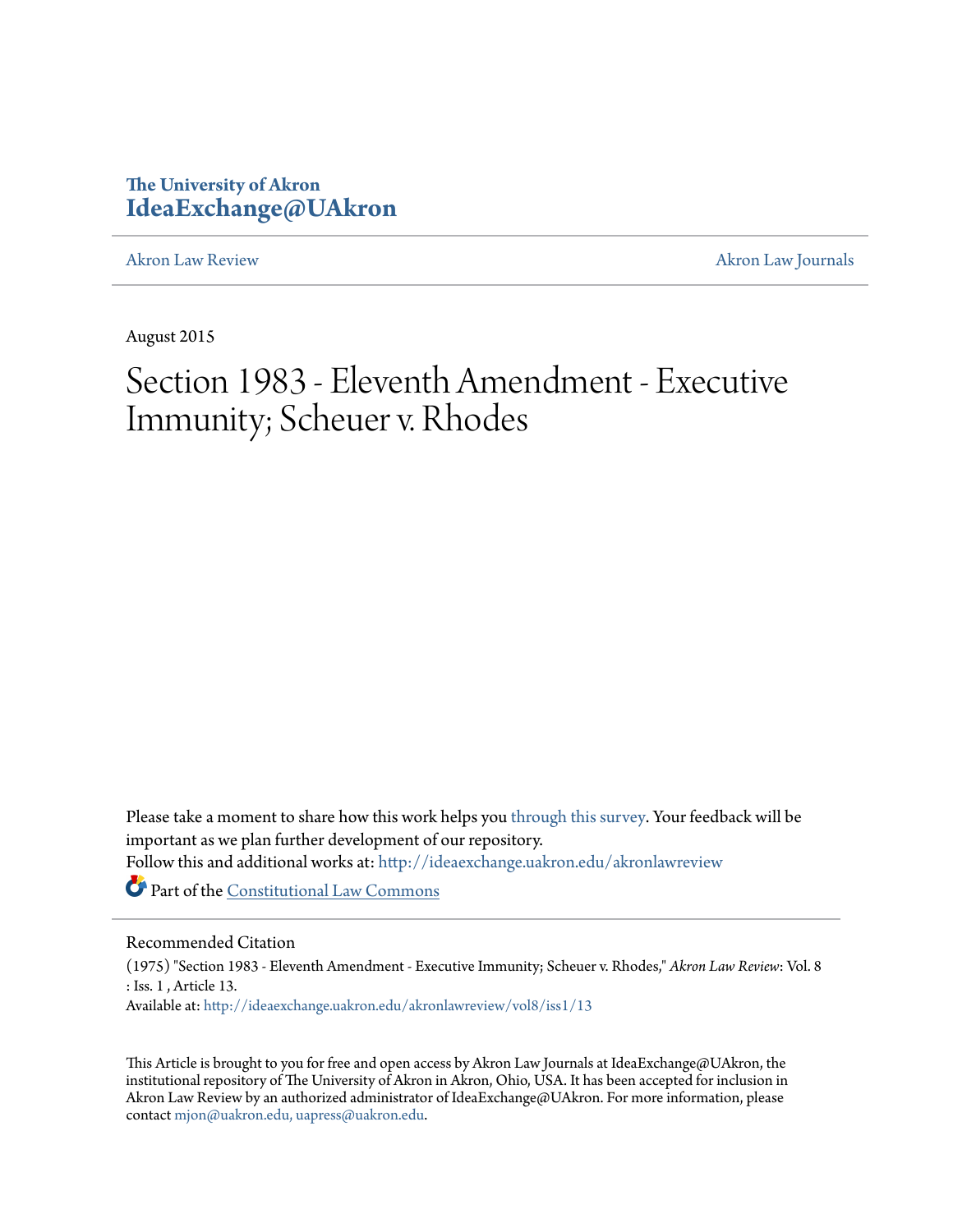The University of Akron
**IdeaExchange@UAkron**

Akron Law Review | Akron Law Journals

August 2015

# Section 1983 - Eleventh Amendment - Executive Immunity; Scheuer v. Rhodes

Please take a moment to share how this work helps you through this survey. Your feedback will be important as we plan further development of our repository.

Follow this and additional works at: http://ideaexchange.uakron.edu/akronlawreview

Part of the Constitutional Law Commons

Recommended Citation

(1975) "Section 1983 - Eleventh Amendment - Executive Immunity; Scheuer v. Rhodes," *Akron Law Review*: Vol. 8 : Iss. 1 , Article 13.

Available at: http://ideaexchange.uakron.edu/akronlawreview/vol8/iss1/13

This Article is brought to you for free and open access by Akron Law Journals at IdeaExchange@UAkron, the institutional repository of The University of Akron in Akron, Ohio, USA. It has been accepted for inclusion in Akron Law Review by an authorized administrator of IdeaExchange@UAkron. For more information, please contact mjon@uakron.edu, uapress@uakron.edu.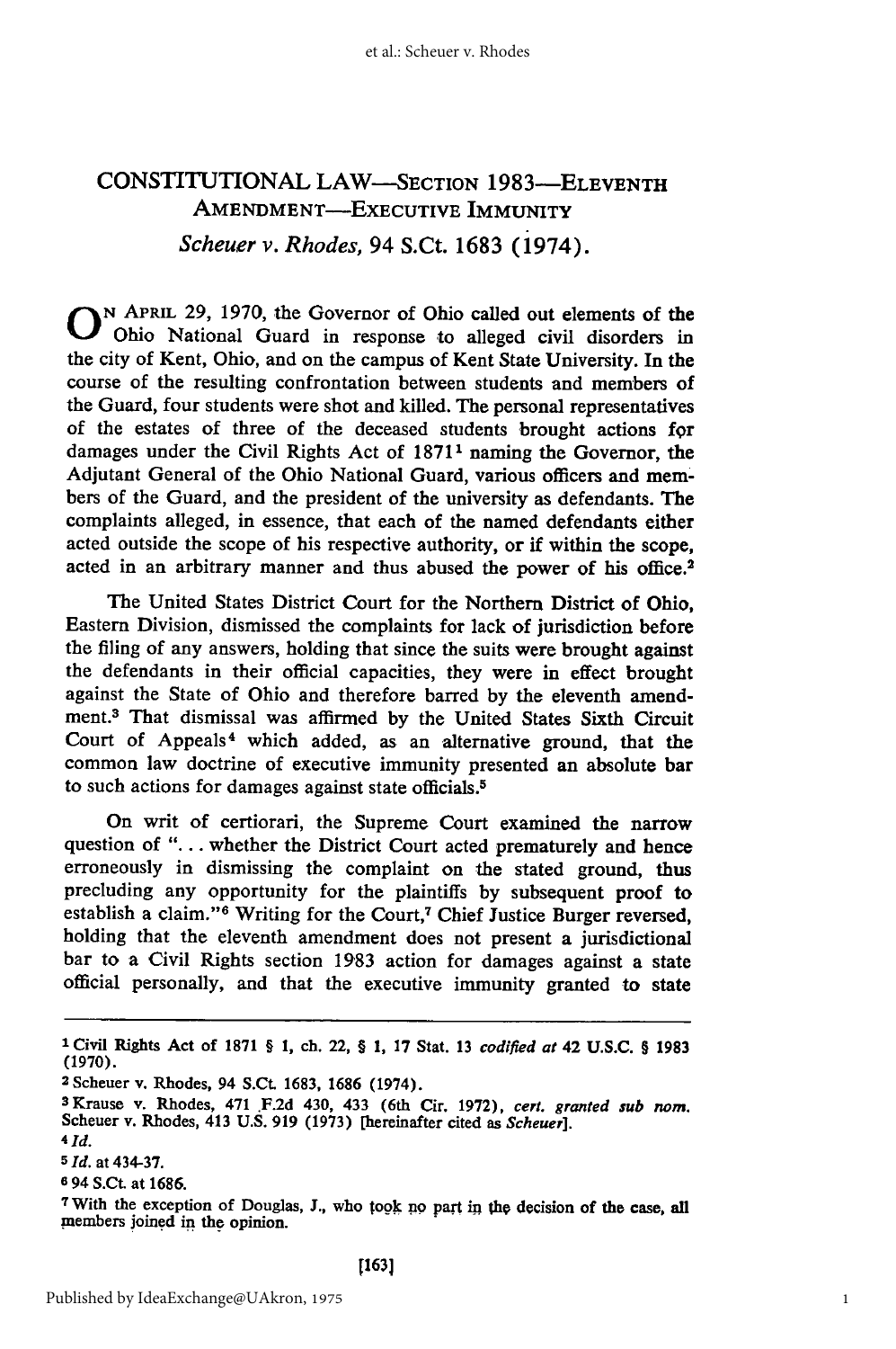## CONSTITUTIONAL LAW—SECTION 1983—ELEVENTH AMENDMENT—EXECUTIVE IMMUNITY

### *Scheuer v. Rhodes*, 94 S.Ct. 1683 (1974).

On April 29, 1970, the Governor of Ohio called out elements of the Ohio National Guard in response to alleged civil disorders in the city of Kent, Ohio, and on the campus of Kent State University. In the course of the resulting confrontation between students and members of the Guard, four students were shot and killed. The personal representatives of the estates of three of the deceased students brought actions for damages under the Civil Rights Act of 1871[1] naming the Governor, the Adjutant General of the Ohio National Guard, various officers and members of the Guard, and the president of the university as defendants. The complaints alleged, in essence, that each of the named defendants either acted outside the scope of his respective authority, or if within the scope, acted in an arbitrary manner and thus abused the power of his office.[2]

The United States District Court for the Northern District of Ohio, Eastern Division, dismissed the complaints for lack of jurisdiction before the filing of any answers, holding that since the suits were brought against the defendants in their official capacities, they were in effect brought against the State of Ohio and therefore barred by the eleventh amendment.[3] That dismissal was affirmed by the United States Sixth Circuit Court of Appeals[4] which added, as an alternative ground, that the common law doctrine of executive immunity presented an absolute bar to such actions for damages against state officials.[5]

On writ of certiorari, the Supreme Court examined the narrow question of "... whether the District Court acted prematurely and hence erroneously in dismissing the complaint on the stated ground, thus precluding any opportunity for the plaintiffs by subsequent proof to establish a claim."[6] Writing for the Court,[7] Chief Justice Burger reversed, holding that the eleventh amendment does not present a jurisdictional bar to a Civil Rights section 1983 action for damages against a state official personally, and that the executive immunity granted to state

---

[1] Civil Rights Act of 1871 § 1, ch. 22, § 1, 17 Stat. 13 *codified at* 42 U.S.C. § 1983 (1970).

[2] Scheuer v. Rhodes, 94 S.Ct. 1683, 1686 (1974).

[3] Krause v. Rhodes, 471 F.2d 430, 433 (6th Cir. 1972), *cert. granted sub nom.* Scheuer v. Rhodes, 413 U.S. 919 (1973) [hereinafter cited as *Scheuer*].

[4] *Id.*

[5] *Id.* at 434-37.

[6] 94 S.Ct. at 1686.

[7] With the exception of Douglas, J., who took no part in the decision of the case, all members joined in the opinion.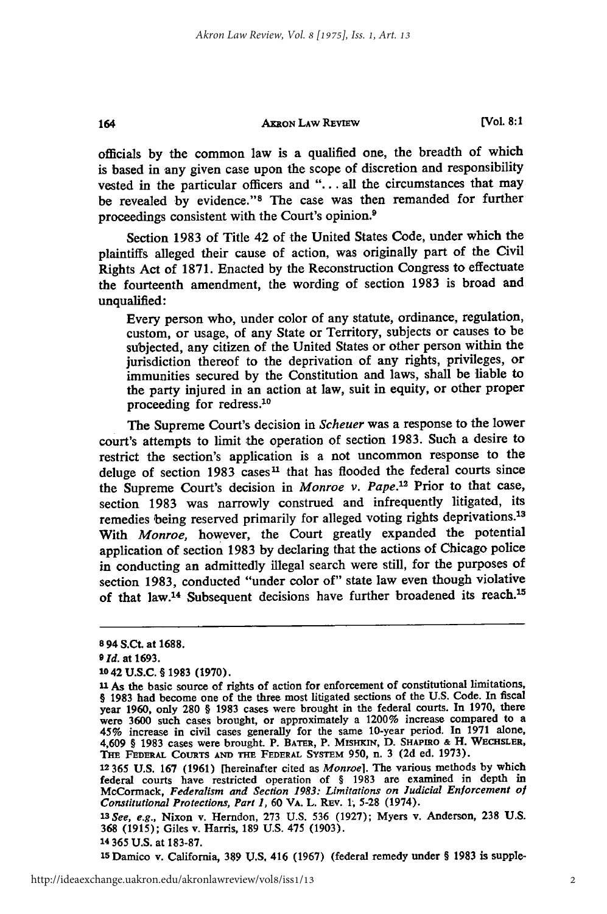officials by the common law is a qualified one, the breadth of which is based in any given case upon the scope of discretion and responsibility vested in the particular officers and ". . . all the circumstances that may be revealed by evidence."[8] The case was then remanded for further proceedings consistent with the Court's opinion.[9]

Section 1983 of Title 42 of the United States Code, under which the plaintiffs alleged their cause of action, was originally part of the Civil Rights Act of 1871. Enacted by the Reconstruction Congress to effectuate the fourteenth amendment, the wording of section 1983 is broad and unqualified:

> Every person who, under color of any statute, ordinance, regulation, custom, or usage, of any State or Territory, subjects or causes to be subjected, any citizen of the United States or other person within the jurisdiction thereof to the deprivation of any rights, privileges, or immunities secured by the Constitution and laws, shall be liable to the party injured in an action at law, suit in equity, or other proper proceeding for redress.[10]

The Supreme Court's decision in *Scheuer* was a response to the lower court's attempts to limit the operation of section 1983. Such a desire to restrict the section's application is a not uncommon response to the deluge of section 1983 cases[11] that has flooded the federal courts since the Supreme Court's decision in *Monroe v. Pape*.[12] Prior to that case, section 1983 was narrowly construed and infrequently litigated, its remedies being reserved primarily for alleged voting rights deprivations.[13] With *Monroe*, however, the Court greatly expanded the potential application of section 1983 by declaring that the actions of Chicago police in conducting an admittedly illegal search were still, for the purposes of section 1983, conducted "under color of" state law even though violative of that law.[14] Subsequent decisions have further broadened its reach.[15]

---

[8] 94 S.Ct. at 1688.

[9] *Id.* at 1693.

[10] 42 U.S.C. § 1983 (1970).

[11] As the basic source of rights of action for enforcement of constitutional limitations, § 1983 had become one of the three most litigated sections of the U.S. Code. In fiscal year 1960, only 280 § 1983 cases were brought in the federal courts. In 1970, there were 3600 such cases brought, or approximately a 1200% increase compared to a 45% increase in civil cases generally for the same 10-year period. In 1971 alone, 4,609 § 1983 cases were brought. P. BATER, P. MISHKIN, D. SHAPIRO & H. WECHSLER, THE FEDERAL COURTS AND THE FEDERAL SYSTEM 950, n. 3 (2d ed. 1973).

[12] 365 U.S. 167 (1961) [hereinafter cited as *Monroe*]. The various methods by which federal courts have restricted operation of § 1983 are examined in depth in McCormack, *Federalism and Section 1983: Limitations on Judicial Enforcement of Constitutional Protections, Part 1*, 60 VA. L. REV. 1, 5-28 (1974).

[13] *See, e.g.*, Nixon v. Herndon, 273 U.S. 536 (1927); Myers v. Anderson, 238 U.S. 368 (1915); Giles v. Harris, 189 U.S. 475 (1903).

[14] 365 U.S. at 183-87.

[15] Damico v. California, 389 U.S. 416 (1967) (federal remedy under § 1983 is supple-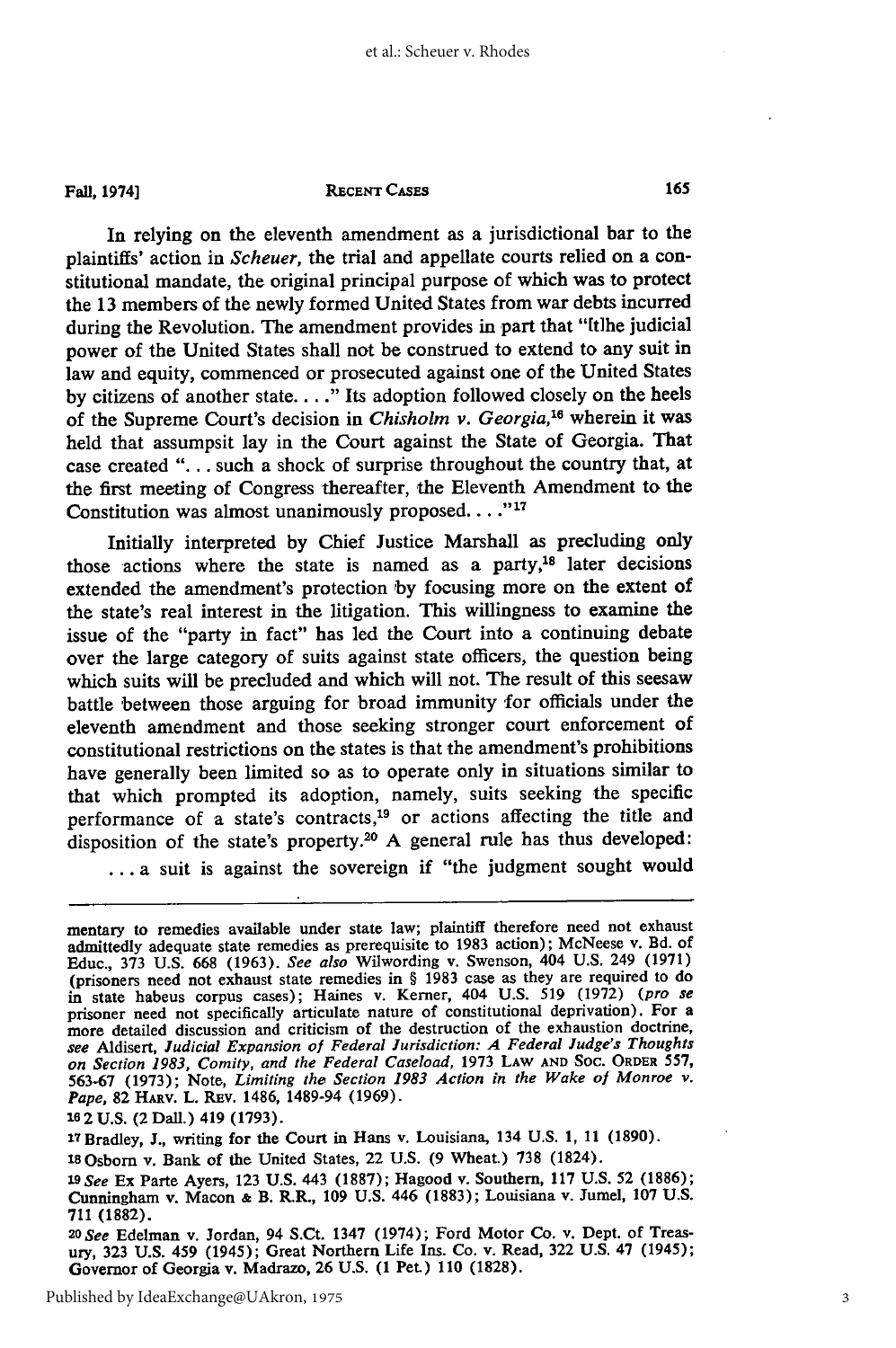In relying on the eleventh amendment as a jurisdictional bar to the plaintiffs' action in *Scheuer*, the trial and appellate courts relied on a constitutional mandate, the original principal purpose of which was to protect the 13 members of the newly formed United States from war debts incurred during the Revolution. The amendment provides in part that "[t]he judicial power of the United States shall not be construed to extend to any suit in law and equity, commenced or prosecuted against one of the United States by citizens of another state. . . ." Its adoption followed closely on the heels of the Supreme Court's decision in *Chisholm v. Georgia*,[16] wherein it was held that assumpsit lay in the Court against the State of Georgia. That case created ". . . such a shock of surprise throughout the country that, at the first meeting of Congress thereafter, the Eleventh Amendment to the Constitution was almost unanimously proposed. . . ."[17]

Initially interpreted by Chief Justice Marshall as precluding only those actions where the state is named as a party,[18] later decisions extended the amendment's protection by focusing more on the extent of the state's real interest in the litigation. This willingness to examine the issue of the "party in fact" has led the Court into a continuing debate over the large category of suits against state officers, the question being which suits will be precluded and which will not. The result of this seesaw battle between those arguing for broad immunity for officials under the eleventh amendment and those seeking stronger court enforcement of constitutional restrictions on the states is that the amendment's prohibitions have generally been limited so as to operate only in situations similar to that which prompted its adoption, namely, suits seeking the specific performance of a state's contracts,[19] or actions affecting the title and disposition of the state's property.[20] A general rule has thus developed:

> . . . a suit is against the sovereign if "the judgment sought would

---

mentary to remedies available under state law; plaintiff therefore need not exhaust admittedly adequate state remedies as prerequisite to 1983 action); McNeese v. Bd. of Educ., 373 U.S. 668 (1963). *See also* Wilwording v. Swenson, 404 U.S. 249 (1971) (prisoners need not exhaust state remedies in § 1983 case as they are required to do in state habeus corpus cases); Haines v. Kerner, 404 U.S. 519 (1972) (*pro se* prisoner need not specifically articulate nature of constitutional deprivation). For a more detailed discussion and criticism of the destruction of the exhaustion doctrine, *see* Aldisert, *Judicial Expansion of Federal Jurisdiction: A Federal Judge's Thoughts on Section 1983, Comity, and the Federal Caseload*, 1973 LAW AND SOC. ORDER 557, 563-67 (1973); Note, *Limiting the Section 1983 Action in the Wake of Monroe v. Pape*, 82 HARV. L. REV. 1486, 1489-94 (1969).

[16] 2 U.S. (2 Dall.) 419 (1793).

[17] Bradley, J., writing for the Court in Hans v. Louisiana, 134 U.S. 1, 11 (1890).

[18] Osborn v. Bank of the United States, 22 U.S. (9 Wheat.) 738 (1824).

[19] *See* Ex Parte Ayers, 123 U.S. 443 (1887); Hagood v. Southern, 117 U.S. 52 (1886); Cunningham v. Macon & B. R.R., 109 U.S. 446 (1883); Louisiana v. Jumel, 107 U.S. 711 (1882).

[20] *See* Edelman v. Jordan, 94 S.Ct. 1347 (1974); Ford Motor Co. v. Dept. of Treasury, 323 U.S. 459 (1945); Great Northern Life Ins. Co. v. Read, 322 U.S. 47 (1945); Governor of Georgia v. Madrazo, 26 U.S. (1 Pet.) 110 (1828).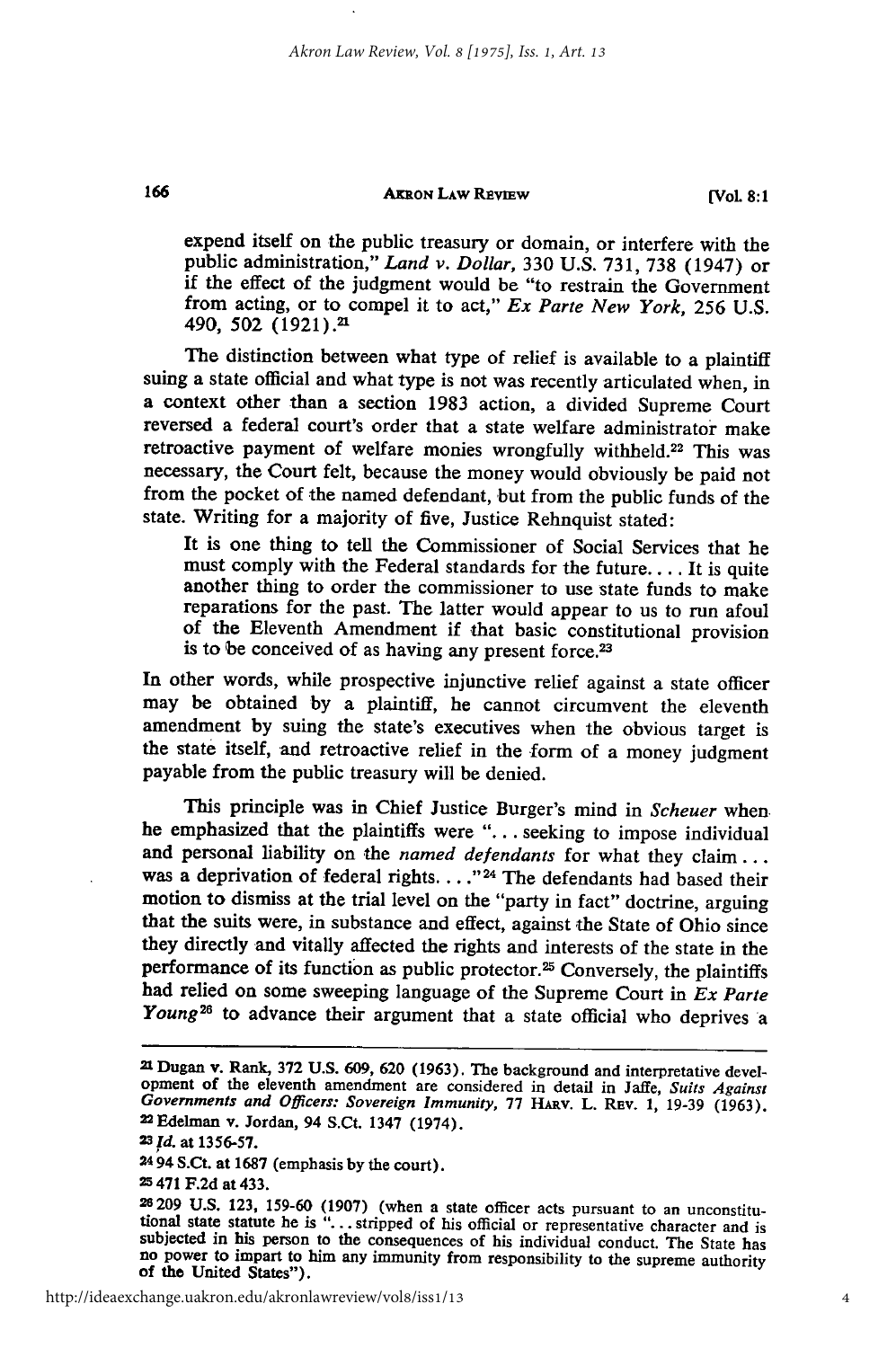expend itself on the public treasury or domain, or interfere with the public administration," *Land v. Dollar,* 330 U.S. 731, 738 (1947) or if the effect of the judgment would be "to restrain the Government from acting, or to compel it to act," *Ex Parte New York,* 256 U.S. 490, 502 (1921).[21]

The distinction between what type of relief is available to a plaintiff suing a state official and what type is not was recently articulated when, in a context other than a section 1983 action, a divided Supreme Court reversed a federal court's order that a state welfare administrator make retroactive payment of welfare monies wrongfully withheld.[22] This was necessary, the Court felt, because the money would obviously be paid not from the pocket of the named defendant, but from the public funds of the state. Writing for a majority of five, Justice Rehnquist stated:

> It is one thing to tell the Commissioner of Social Services that he must comply with the Federal standards for the future. . . . It is quite another thing to order the commissioner to use state funds to make reparations for the past. The latter would appear to us to run afoul of the Eleventh Amendment if that basic constitutional provision is to be conceived of as having any present force.[23]

In other words, while prospective injunctive relief against a state officer may be obtained by a plaintiff, he cannot circumvent the eleventh amendment by suing the state's executives when the obvious target is the state itself, and retroactive relief in the form of a money judgment payable from the public treasury will be denied.

This principle was in Chief Justice Burger's mind in *Scheuer* when he emphasized that the plaintiffs were ". . . seeking to impose individual and personal liability on the *named defendants* for what they claim . . . was a deprivation of federal rights. . . ."[24] The defendants had based their motion to dismiss at the trial level on the "party in fact" doctrine, arguing that the suits were, in substance and effect, against the State of Ohio since they directly and vitally affected the rights and interests of the state in the performance of its function as public protector.[25] Conversely, the plaintiffs had relied on some sweeping language of the Supreme Court in *Ex Parte Young*[26] to advance their argument that a state official who deprives a

---

[21] Dugan v. Rank, 372 U.S. 609, 620 (1963). The background and interpretative development of the eleventh amendment are considered in detail in Jaffe, *Suits Against Governments and Officers: Sovereign Immunity,* 77 HARV. L. REV. 1, 19-39 (1963).

[22] Edelman v. Jordan, 94 S.Ct. 1347 (1974).

[23] *Id.* at 1356-57.

[24] 94 S.Ct. at 1687 (emphasis by the court).

[25] 471 F.2d at 433.

[26] 209 U.S. 123, 159-60 (1907) (when a state officer acts pursuant to an unconstitutional state statute he is ". . . stripped of his official or representative character and is subjected in his person to the consequences of his individual conduct. The State has no power to impart to him any immunity from responsibility to the supreme authority of the United States").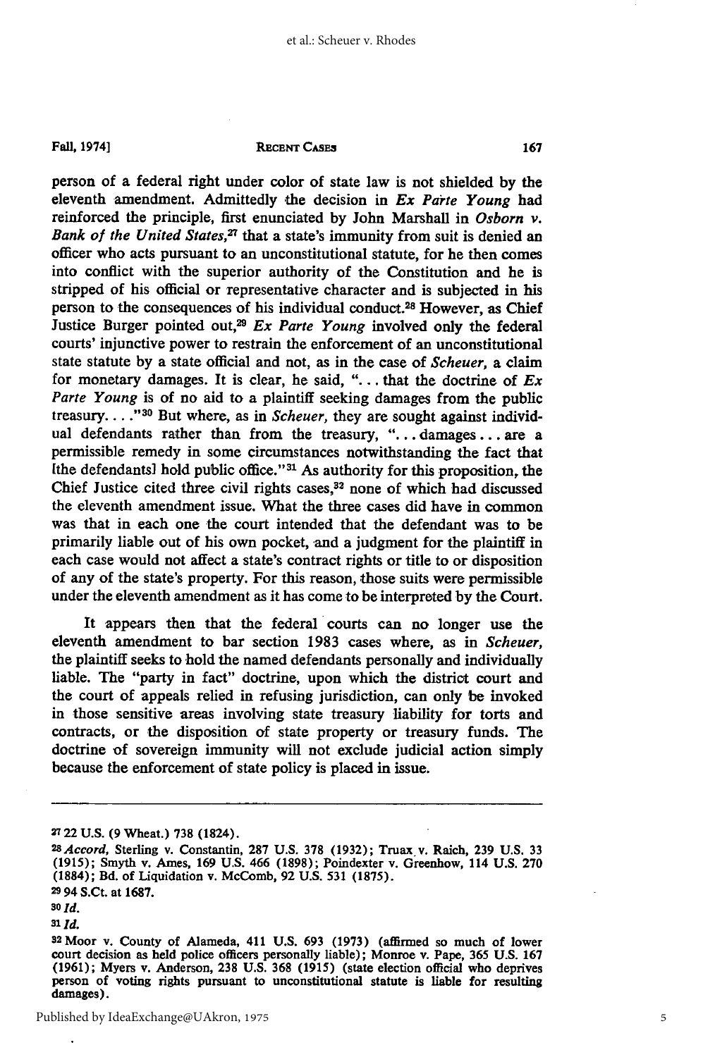person of a federal right under color of state law is not shielded by the eleventh amendment. Admittedly the decision in *Ex Parte Young* had reinforced the principle, first enunciated by John Marshall in *Osborn v. Bank of the United States*,[27] that a state's immunity from suit is denied an officer who acts pursuant to an unconstitutional statute, for he then comes into conflict with the superior authority of the Constitution and he is stripped of his official or representative character and is subjected in his person to the consequences of his individual conduct.[28] However, as Chief Justice Burger pointed out,[29] *Ex Parte Young* involved only the federal courts' injunctive power to restrain the enforcement of an unconstitutional state statute by a state official and not, as in the case of *Scheuer*, a claim for monetary damages. It is clear, he said, "... that the doctrine of *Ex Parte Young* is of no aid to a plaintiff seeking damages from the public treasury...."[30] But where, as in *Scheuer*, they are sought against individual defendants rather than from the treasury, "... damages ... are a permissible remedy in some circumstances notwithstanding the fact that [the defendants] hold public office."[31] As authority for this proposition, the Chief Justice cited three civil rights cases,[32] none of which had discussed the eleventh amendment issue. What the three cases did have in common was that in each one the court intended that the defendant was to be primarily liable out of his own pocket, and a judgment for the plaintiff in each case would not affect a state's contract rights or title to or disposition of any of the state's property. For this reason, those suits were permissible under the eleventh amendment as it has come to be interpreted by the Court.

It appears then that the federal courts can no longer use the eleventh amendment to bar section 1983 cases where, as in *Scheuer*, the plaintiff seeks to hold the named defendants personally and individually liable. The "party in fact" doctrine, upon which the district court and the court of appeals relied in refusing jurisdiction, can only be invoked in those sensitive areas involving state treasury liability for torts and contracts, or the disposition of state property or treasury funds. The doctrine of sovereign immunity will not exclude judicial action simply because the enforcement of state policy is placed in issue.

---

[27] 22 U.S. (9 Wheat.) 738 (1824).

[28] *Accord*, Sterling v. Constantin, 287 U.S. 378 (1932); Truax v. Raich, 239 U.S. 33 (1915); Smyth v. Ames, 169 U.S. 466 (1898); Poindexter v. Greenhow, 114 U.S. 270 (1884); Bd. of Liquidation v. McComb, 92 U.S. 531 (1875).

[29] 94 S.Ct. at 1687.

[30] *Id.*

[31] *Id.*

[32] Moor v. County of Alameda, 411 U.S. 693 (1973) (affirmed so much of lower court decision as held police officers personally liable); Monroe v. Pape, 365 U.S. 167 (1961); Myers v. Anderson, 238 U.S. 368 (1915) (state election official who deprives person of voting rights pursuant to unconstitutional statute is liable for resulting damages).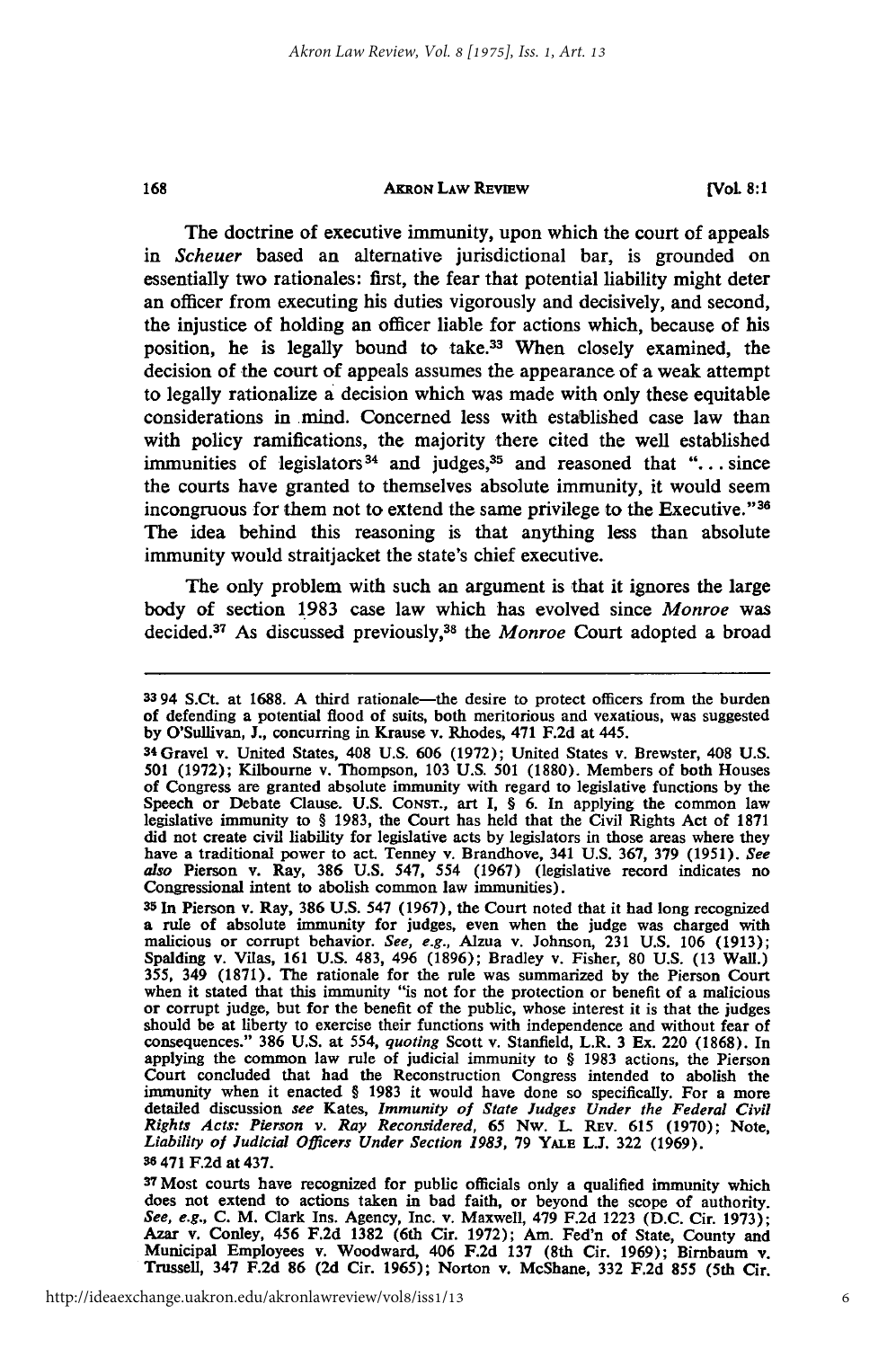The doctrine of executive immunity, upon which the court of appeals in *Scheuer* based an alternative jurisdictional bar, is grounded on essentially two rationales: first, the fear that potential liability might deter an officer from executing his duties vigorously and decisively, and second, the injustice of holding an officer liable for actions which, because of his position, he is legally bound to take.[33] When closely examined, the decision of the court of appeals assumes the appearance of a weak attempt to legally rationalize a decision which was made with only these equitable considerations in mind. Concerned less with established case law than with policy ramifications, the majority there cited the well established immunities of legislators[34] and judges,[35] and reasoned that "... since the courts have granted to themselves absolute immunity, it would seem incongruous for them not to extend the same privilege to the Executive."[36] The idea behind this reasoning is that anything less than absolute immunity would straitjacket the state's chief executive.

The only problem with such an argument is that it ignores the large body of section 1983 case law which has evolved since *Monroe* was decided.[37] As discussed previously,[38] the *Monroe* Court adopted a broad

---

[33] 94 S.Ct. at 1688. A third rationale—the desire to protect officers from the burden of defending a potential flood of suits, both meritorious and vexatious, was suggested by O'Sullivan, J., concurring in Krause v. Rhodes, 471 F.2d at 445.

[34] Gravel v. United States, 408 U.S. 606 (1972); United States v. Brewster, 408 U.S. 501 (1972); Kilbourne v. Thompson, 103 U.S. 501 (1880). Members of both Houses of Congress are granted absolute immunity with regard to legislative functions by the Speech or Debate Clause. U.S. CONST., art I, § 6. In applying the common law legislative immunity to § 1983, the Court has held that the Civil Rights Act of 1871 did not create civil liability for legislative acts by legislators in those areas where they have a traditional power to act. Tenney v. Brandhove, 341 U.S. 367, 379 (1951). *See also* Pierson v. Ray, 386 U.S. 547, 554 (1967) (legislative record indicates no Congressional intent to abolish common law immunities).

[35] In Pierson v. Ray, 386 U.S. 547 (1967), the Court noted that it had long recognized a rule of absolute immunity for judges, even when the judge was charged with malicious or corrupt behavior. *See, e.g.*, Alzua v. Johnson, 231 U.S. 106 (1913); Spalding v. Vilas, 161 U.S. 483, 496 (1896); Bradley v. Fisher, 80 U.S. (13 Wall.) 355, 349 (1871). The rationale for the rule was summarized by the Pierson Court when it stated that this immunity "is not for the protection or benefit of a malicious or corrupt judge, but for the benefit of the public, whose interest it is that the judges should be at liberty to exercise their functions with independence and without fear of consequences." 386 U.S. at 554, *quoting* Scott v. Stanfield, L.R. 3 Ex. 220 (1868). In applying the common law rule of judicial immunity to § 1983 actions, the Pierson Court concluded that had the Reconstruction Congress intended to abolish the immunity when it enacted § 1983 it would have done so specifically. For a more detailed discussion *see* Kates, *Immunity of State Judges Under the Federal Civil Rights Acts: Pierson v. Ray Reconsidered*, 65 Nw. L. REV. 615 (1970); Note, *Liability of Judicial Officers Under Section 1983*, 79 YALE L.J. 322 (1969).

[36] 471 F.2d at 437.

[37] Most courts have recognized for public officials only a qualified immunity which does not extend to actions taken in bad faith, or beyond the scope of authority. *See, e.g.*, C. M. Clark Ins. Agency, Inc. v. Maxwell, 479 F.2d 1223 (D.C. Cir. 1973); Azar v. Conley, 456 F.2d 1382 (6th Cir. 1972); Am. Fed'n of State, County and Municipal Employees v. Woodward, 406 F.2d 137 (8th Cir. 1969); Birnbaum v. Trussell, 347 F.2d 86 (2d Cir. 1965); Norton v. McShane, 332 F.2d 855 (5th Cir.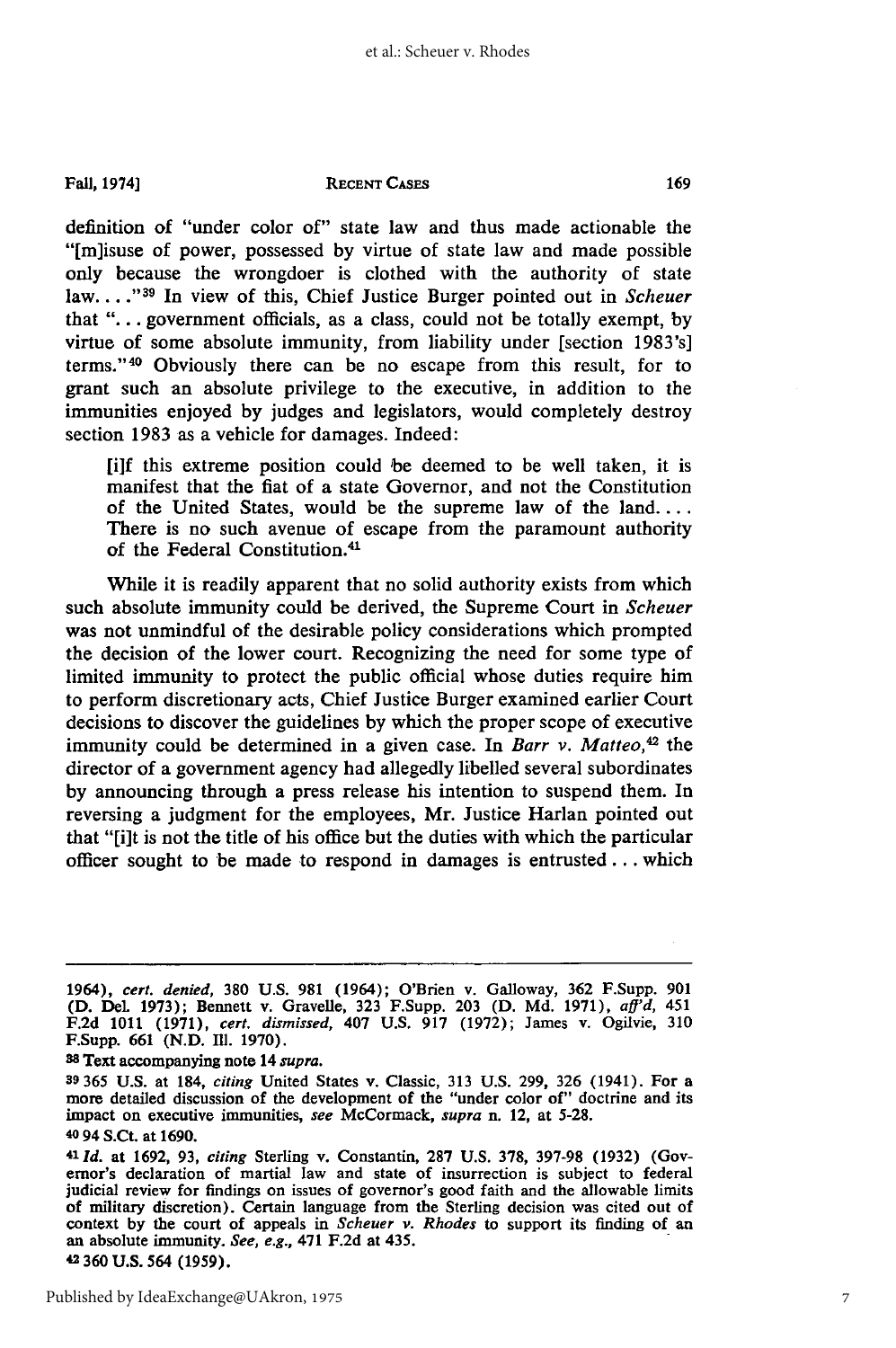definition of "under color of" state law and thus made actionable the "[m]isuse of power, possessed by virtue of state law and made possible only because the wrongdoer is clothed with the authority of state law. . . ."[39] In view of this, Chief Justice Burger pointed out in *Scheuer* that ". . . government officials, as a class, could not be totally exempt, by virtue of some absolute immunity, from liability under [section 1983's] terms."[40] Obviously there can be no escape from this result, for to grant such an absolute privilege to the executive, in addition to the immunities enjoyed by judges and legislators, would completely destroy section 1983 as a vehicle for damages. Indeed:

> [i]f this extreme position could be deemed to be well taken, it is manifest that the fiat of a state Governor, and not the Constitution of the United States, would be the supreme law of the land. . . . There is no such avenue of escape from the paramount authority of the Federal Constitution.[41]

While it is readily apparent that no solid authority exists from which such absolute immunity could be derived, the Supreme Court in *Scheuer* was not unmindful of the desirable policy considerations which prompted the decision of the lower court. Recognizing the need for some type of limited immunity to protect the public official whose duties require him to perform discretionary acts, Chief Justice Burger examined earlier Court decisions to discover the guidelines by which the proper scope of executive immunity could be determined in a given case. In *Barr v. Matteo*,[42] the director of a government agency had allegedly libelled several subordinates by announcing through a press release his intention to suspend them. In reversing a judgment for the employees, Mr. Justice Harlan pointed out that "[i]t is not the title of his office but the duties with which the particular officer sought to be made to respond in damages is entrusted . . . which

---

1964), *cert. denied*, 380 U.S. 981 (1964); O'Brien v. Galloway, 362 F.Supp. 901 (D. Del. 1973); Bennett v. Gravelle, 323 F.Supp. 203 (D. Md. 1971), *aff'd*, 451 F.2d 1011 (1971), *cert. dismissed*, 407 U.S. 917 (1972); James v. Ogilvie, 310 F.Supp. 661 (N.D. Ill. 1970).

[38] Text accompanying note 14 *supra*.

[39] 365 U.S. at 184, *citing* United States v. Classic, 313 U.S. 299, 326 (1941). For a more detailed discussion of the development of the "under color of" doctrine and its impact on executive immunities, *see* McCormack, *supra* n. 12, at 5-28.

[40] 94 S.Ct. at 1690.

[41] *Id.* at 1692, 93, *citing* Sterling v. Constantin, 287 U.S. 378, 397-98 (1932) (Governor's declaration of martial law and state of insurrection is subject to federal judicial review for findings on issues of governor's good faith and the allowable limits of military discretion). Certain language from the Sterling decision was cited out of context by the court of appeals in *Scheuer v. Rhodes* to support its finding of an an absolute immunity. *See, e.g.*, 471 F.2d at 435.

[42] 360 U.S. 564 (1959).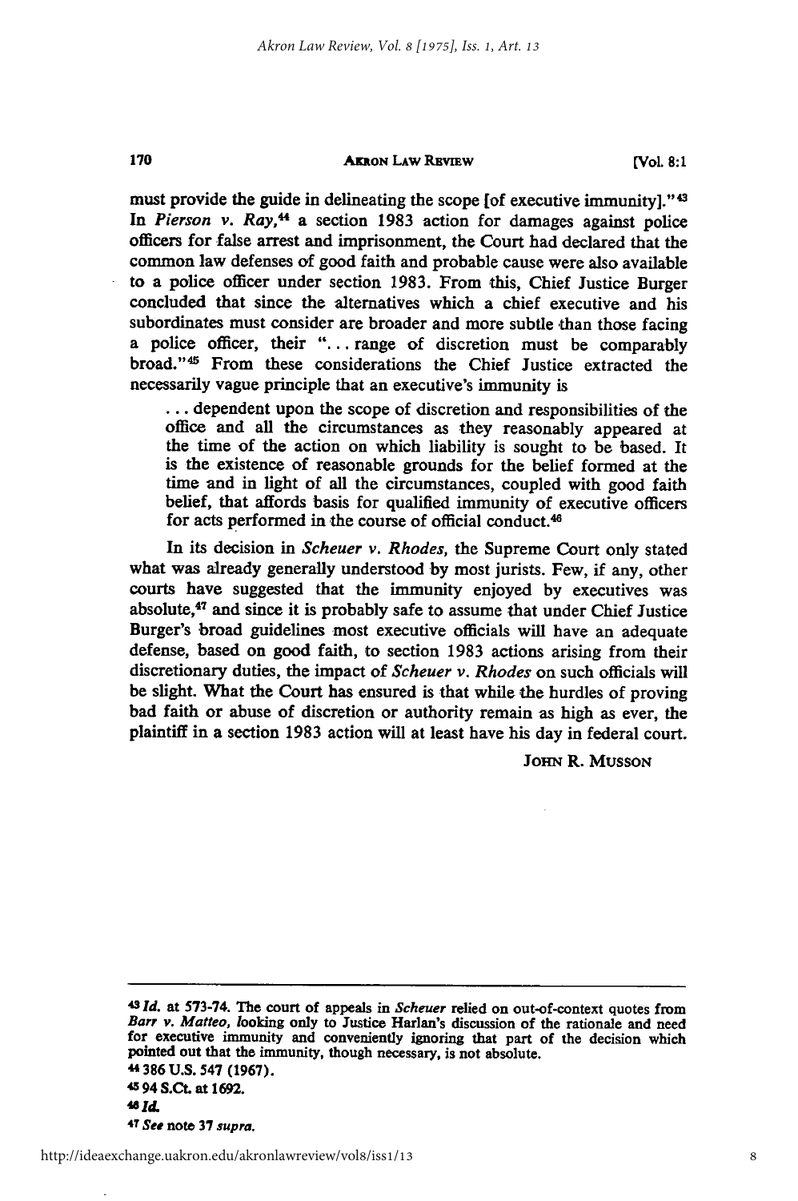must provide the guide in delineating the scope [of executive immunity]."[43] In *Pierson v. Ray*,[44] a section 1983 action for damages against police officers for false arrest and imprisonment, the Court had declared that the common law defenses of good faith and probable cause were also available to a police officer under section 1983. From this, Chief Justice Burger concluded that since the alternatives which a chief executive and his subordinates must consider are broader and more subtle than those facing a police officer, their "... range of discretion must be comparably broad."[45] From these considerations the Chief Justice extracted the necessarily vague principle that an executive's immunity is

> ... dependent upon the scope of discretion and responsibilities of the office and all the circumstances as they reasonably appeared at the time of the action on which liability is sought to be based. It is the existence of reasonable grounds for the belief formed at the time and in light of all the circumstances, coupled with good faith belief, that affords basis for qualified immunity of executive officers for acts performed in the course of official conduct.[46]

In its decision in *Scheuer v. Rhodes*, the Supreme Court only stated what was already generally understood by most jurists. Few, if any, other courts have suggested that the immunity enjoyed by executives was absolute,[47] and since it is probably safe to assume that under Chief Justice Burger's broad guidelines most executive officials will have an adequate defense, based on good faith, to section 1983 actions arising from their discretionary duties, the impact of *Scheuer v. Rhodes* on such officials will be slight. What the Court has ensured is that while the hurdles of proving bad faith or abuse of discretion or authority remain as high as ever, the plaintiff in a section 1983 action will at least have his day in federal court.

JOHN R. MUSSON

---

[43] *Id.* at 573-74. The court of appeals in *Scheuer* relied on out-of-context quotes from *Barr v. Matteo*, looking only to Justice Harlan's discussion of the rationale and need for executive immunity and conveniently ignoring that part of the decision which pointed out that the immunity, though necessary, is not absolute.

[44] 386 U.S. 547 (1967).

[45] 94 S.Ct. at 1692.

[46] *Id.*

[47] *See* note 37 *supra.*